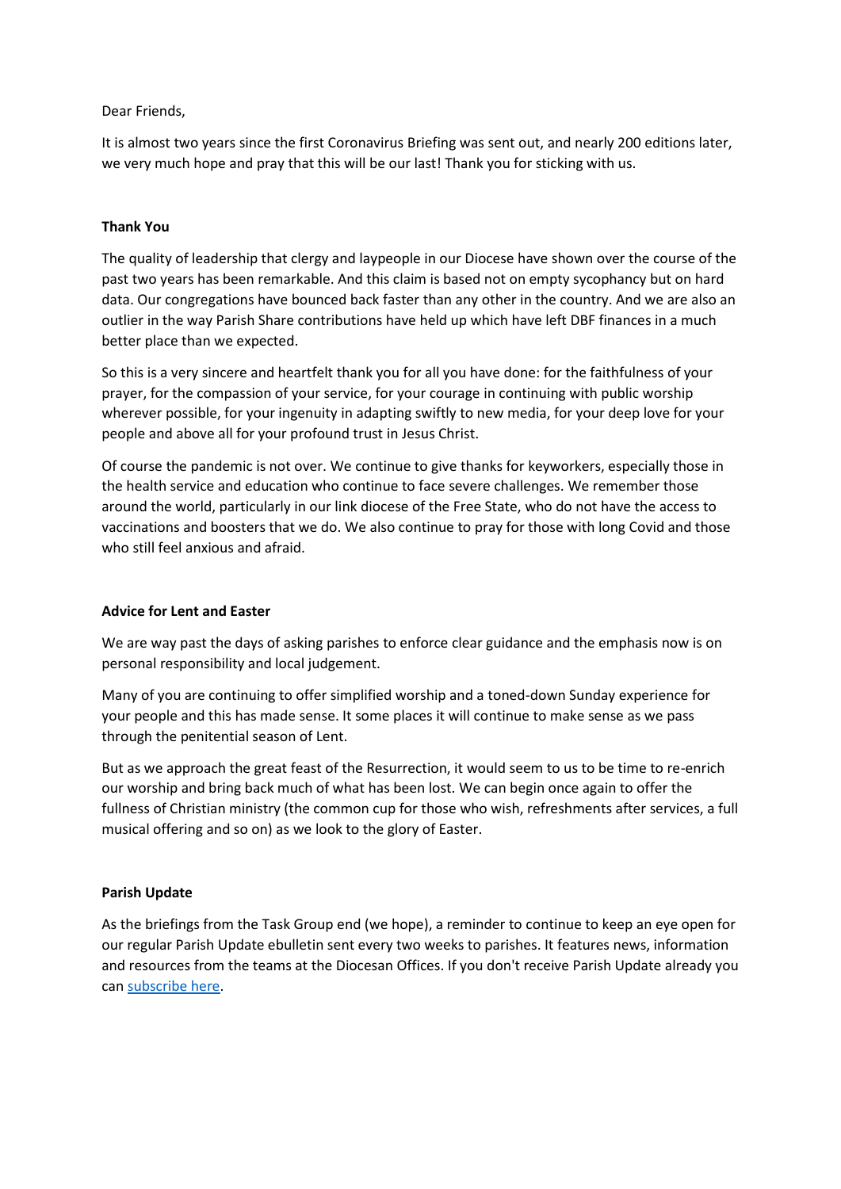Dear Friends,

It is almost two years since the first Coronavirus Briefing was sent out, and nearly 200 editions later, we very much hope and pray that this will be our last! Thank you for sticking with us.

**Thank You**

The quality of leadership that clergy and laypeople in our Diocese have shown over the course of the past two years has been remarkable. And this claim is based not on empty sycophancy but on hard data. Our congregations have bounced back faster than any other in the country. And we are also an outlier in the way Parish Share contributions have held up which have left DBF finances in a much better place than we expected.

So this is a very sincere and heartfelt thank you for all you have done: for the faithfulness of your prayer, for the compassion of your service, for your courage in continuing with public worship wherever possible, for your ingenuity in adapting swiftly to new media, for your deep love for your people and above all for your profound trust in Jesus Christ.

Of course the pandemic is not over. We continue to give thanks for keyworkers, especially those in the health service and education who continue to face severe challenges. We remember those around the world, particularly in our link diocese of the Free State, who do not have the access to vaccinations and boosters that we do. We also continue to pray for those with long Covid and those who still feel anxious and afraid.

**Advice for Lent and Easter**

We are way past the days of asking parishes to enforce clear guidance and the emphasis now is on personal responsibility and local judgement.

Many of you are continuing to offer simplified worship and a toned-down Sunday experience for your people and this has made sense. It some places it will continue to make sense as we pass through the penitential season of Lent.

But as we approach the great feast of the Resurrection, it would seem to us to be time to re-enrich our worship and bring back much of what has been lost. We can begin once again to offer the fullness of Christian ministry (the common cup for those who wish, refreshments after services, a full musical offering and so on) as we look to the glory of Easter.

**Parish Update**

As the briefings from the Task Group end (we hope), a reminder to continue to keep an eye open for our regular Parish Update ebulletin sent every two weeks to parishes. It features news, information and resources from the teams at the Diocesan Offices. If you don't receive Parish Update already you can subscribe here.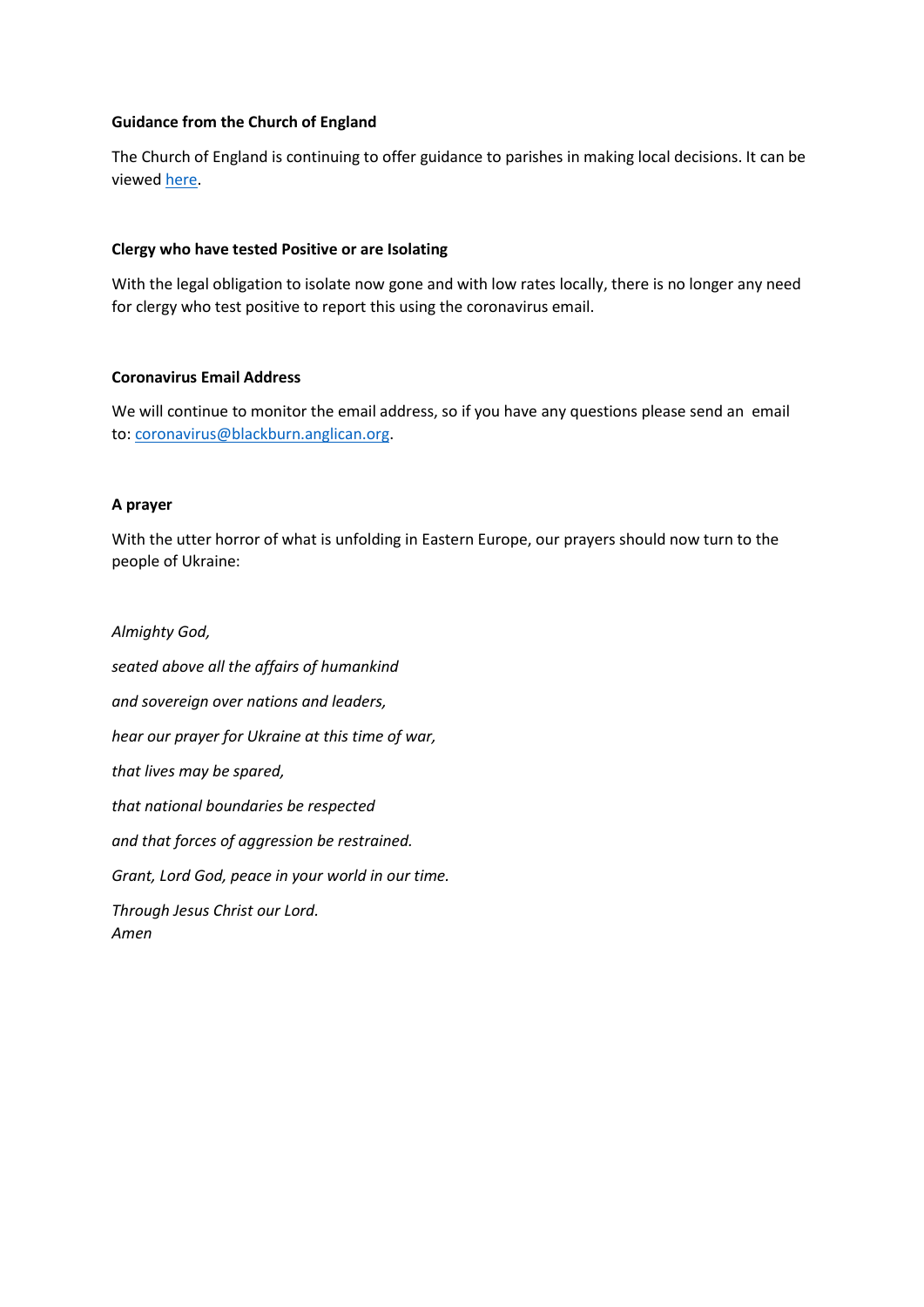**Guidance from the Church of England**

The Church of England is continuing to offer guidance to parishes in making local decisions. It can be viewed here.

**Clergy who have tested Positive or are Isolating**

With the legal obligation to isolate now gone and with low rates locally, there is no longer any need for clergy who test positive to report this using the coronavirus email.

**Coronavirus Email Address**

We will continue to monitor the email address, so if you have any questions please send an email to: coronavirus@blackburn.anglican.org.

**A prayer**

With the utter horror of what is unfolding in Eastern Europe, our prayers should now turn to the people of Ukraine:

*Almighty God,*

*seated above all the affairs of humankind*

*and sovereign over nations and leaders,*

*hear our prayer for Ukraine at this time of war,*

*that lives may be spared,*

*that national boundaries be respected*

*and that forces of aggression be restrained.*

*Grant, Lord God, peace in your world in our time.*

*Through Jesus Christ our Lord.*
*Amen*